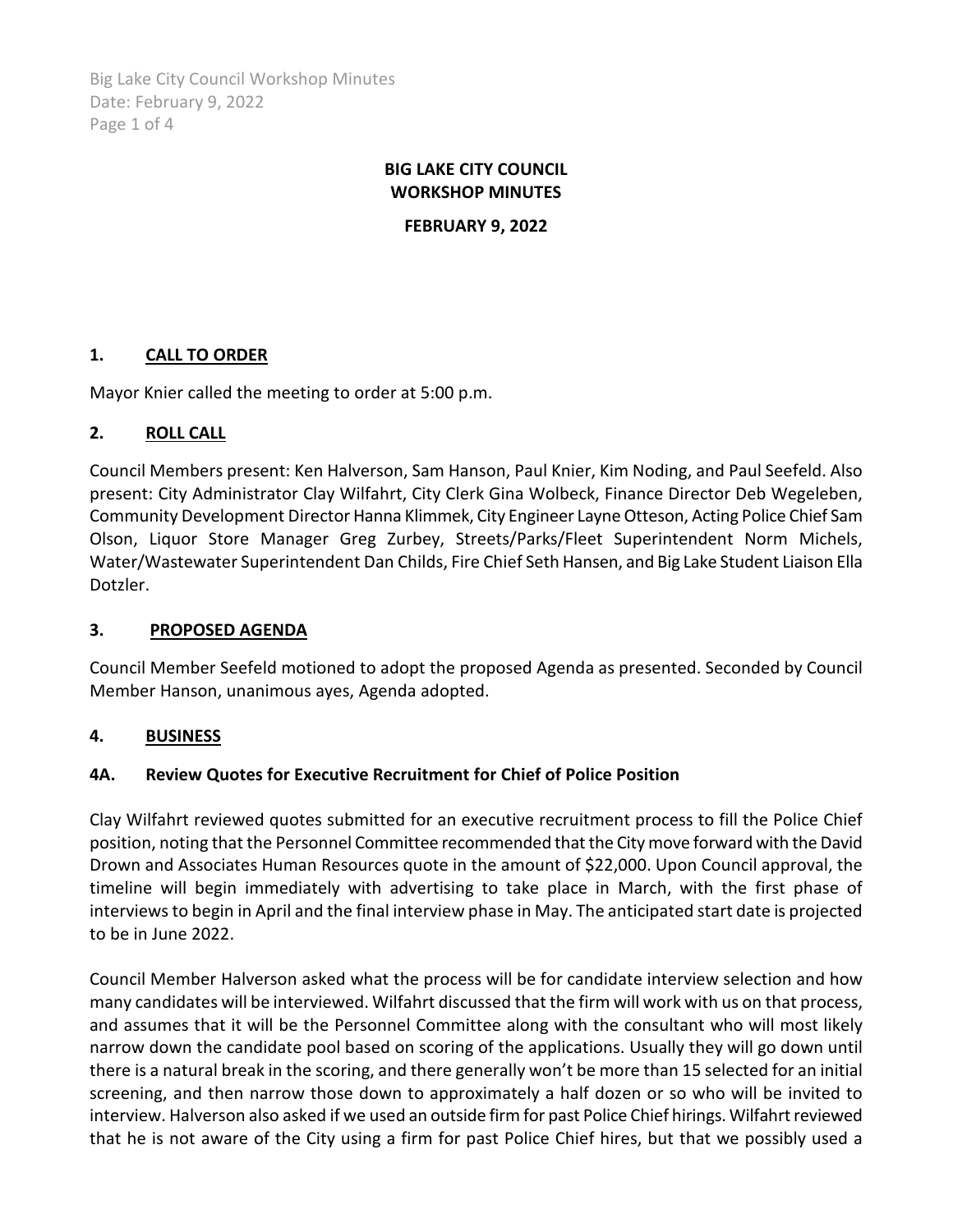# BIG LAKE CITY COUNCIL
# WORKSHOP MINUTES

**FEBRUARY 9, 2022**

## 1. CALL TO ORDER

Mayor Knier called the meeting to order at 5:00 p.m.

## 2. ROLL CALL

Council Members present: Ken Halverson, Sam Hanson, Paul Knier, Kim Noding, and Paul Seefeld. Also present: City Administrator Clay Wilfahrt, City Clerk Gina Wolbeck, Finance Director Deb Wegeleben, Community Development Director Hanna Klimmek, City Engineer Layne Otteson, Acting Police Chief Sam Olson, Liquor Store Manager Greg Zurbey, Streets/Parks/Fleet Superintendent Norm Michels, Water/Wastewater Superintendent Dan Childs, Fire Chief Seth Hansen, and Big Lake Student Liaison Ella Dotzler.

## 3. PROPOSED AGENDA

Council Member Seefeld motioned to adopt the proposed Agenda as presented. Seconded by Council Member Hanson, unanimous ayes, Agenda adopted.

## 4. BUSINESS

### 4A. Review Quotes for Executive Recruitment for Chief of Police Position

Clay Wilfahrt reviewed quotes submitted for an executive recruitment process to fill the Police Chief position, noting that the Personnel Committee recommended that the City move forward with the David Drown and Associates Human Resources quote in the amount of $22,000. Upon Council approval, the timeline will begin immediately with advertising to take place in March, with the first phase of interviews to begin in April and the final interview phase in May. The anticipated start date is projected to be in June 2022.

Council Member Halverson asked what the process will be for candidate interview selection and how many candidates will be interviewed. Wilfahrt discussed that the firm will work with us on that process, and assumes that it will be the Personnel Committee along with the consultant who will most likely narrow down the candidate pool based on scoring of the applications. Usually they will go down until there is a natural break in the scoring, and there generally won't be more than 15 selected for an initial screening, and then narrow those down to approximately a half dozen or so who will be invited to interview. Halverson also asked if we used an outside firm for past Police Chief hirings. Wilfahrt reviewed that he is not aware of the City using a firm for past Police Chief hires, but that we possibly used a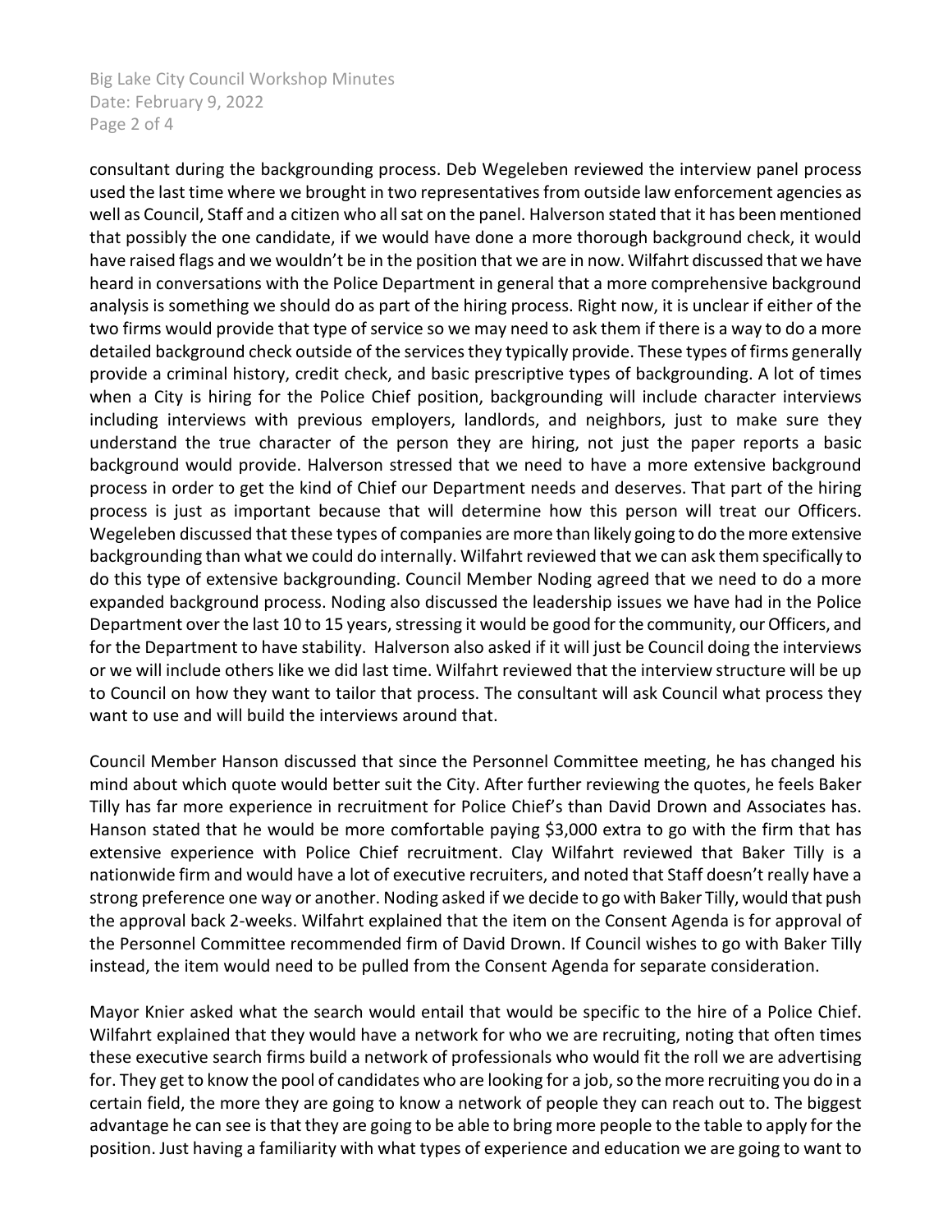consultant during the backgrounding process. Deb Wegeleben reviewed the interview panel process used the last time where we brought in two representatives from outside law enforcement agencies as well as Council, Staff and a citizen who all sat on the panel. Halverson stated that it has been mentioned that possibly the one candidate, if we would have done a more thorough background check, it would have raised flags and we wouldn't be in the position that we are in now. Wilfahrt discussed that we have heard in conversations with the Police Department in general that a more comprehensive background analysis is something we should do as part of the hiring process. Right now, it is unclear if either of the two firms would provide that type of service so we may need to ask them if there is a way to do a more detailed background check outside of the services they typically provide. These types of firms generally provide a criminal history, credit check, and basic prescriptive types of backgrounding. A lot of times when a City is hiring for the Police Chief position, backgrounding will include character interviews including interviews with previous employers, landlords, and neighbors, just to make sure they understand the true character of the person they are hiring, not just the paper reports a basic background would provide. Halverson stressed that we need to have a more extensive background process in order to get the kind of Chief our Department needs and deserves. That part of the hiring process is just as important because that will determine how this person will treat our Officers. Wegeleben discussed that these types of companies are more than likely going to do the more extensive backgrounding than what we could do internally. Wilfahrt reviewed that we can ask them specifically to do this type of extensive backgrounding. Council Member Noding agreed that we need to do a more expanded background process. Noding also discussed the leadership issues we have had in the Police Department over the last 10 to 15 years, stressing it would be good for the community, our Officers, and for the Department to have stability. Halverson also asked if it will just be Council doing the interviews or we will include others like we did last time. Wilfahrt reviewed that the interview structure will be up to Council on how they want to tailor that process. The consultant will ask Council what process they want to use and will build the interviews around that.

Council Member Hanson discussed that since the Personnel Committee meeting, he has changed his mind about which quote would better suit the City. After further reviewing the quotes, he feels Baker Tilly has far more experience in recruitment for Police Chief's than David Drown and Associates has. Hanson stated that he would be more comfortable paying $3,000 extra to go with the firm that has extensive experience with Police Chief recruitment. Clay Wilfahrt reviewed that Baker Tilly is a nationwide firm and would have a lot of executive recruiters, and noted that Staff doesn't really have a strong preference one way or another. Noding asked if we decide to go with Baker Tilly, would that push the approval back 2-weeks. Wilfahrt explained that the item on the Consent Agenda is for approval of the Personnel Committee recommended firm of David Drown. If Council wishes to go with Baker Tilly instead, the item would need to be pulled from the Consent Agenda for separate consideration.

Mayor Knier asked what the search would entail that would be specific to the hire of a Police Chief. Wilfahrt explained that they would have a network for who we are recruiting, noting that often times these executive search firms build a network of professionals who would fit the roll we are advertising for. They get to know the pool of candidates who are looking for a job, so the more recruiting you do in a certain field, the more they are going to know a network of people they can reach out to. The biggest advantage he can see is that they are going to be able to bring more people to the table to apply for the position. Just having a familiarity with what types of experience and education we are going to want to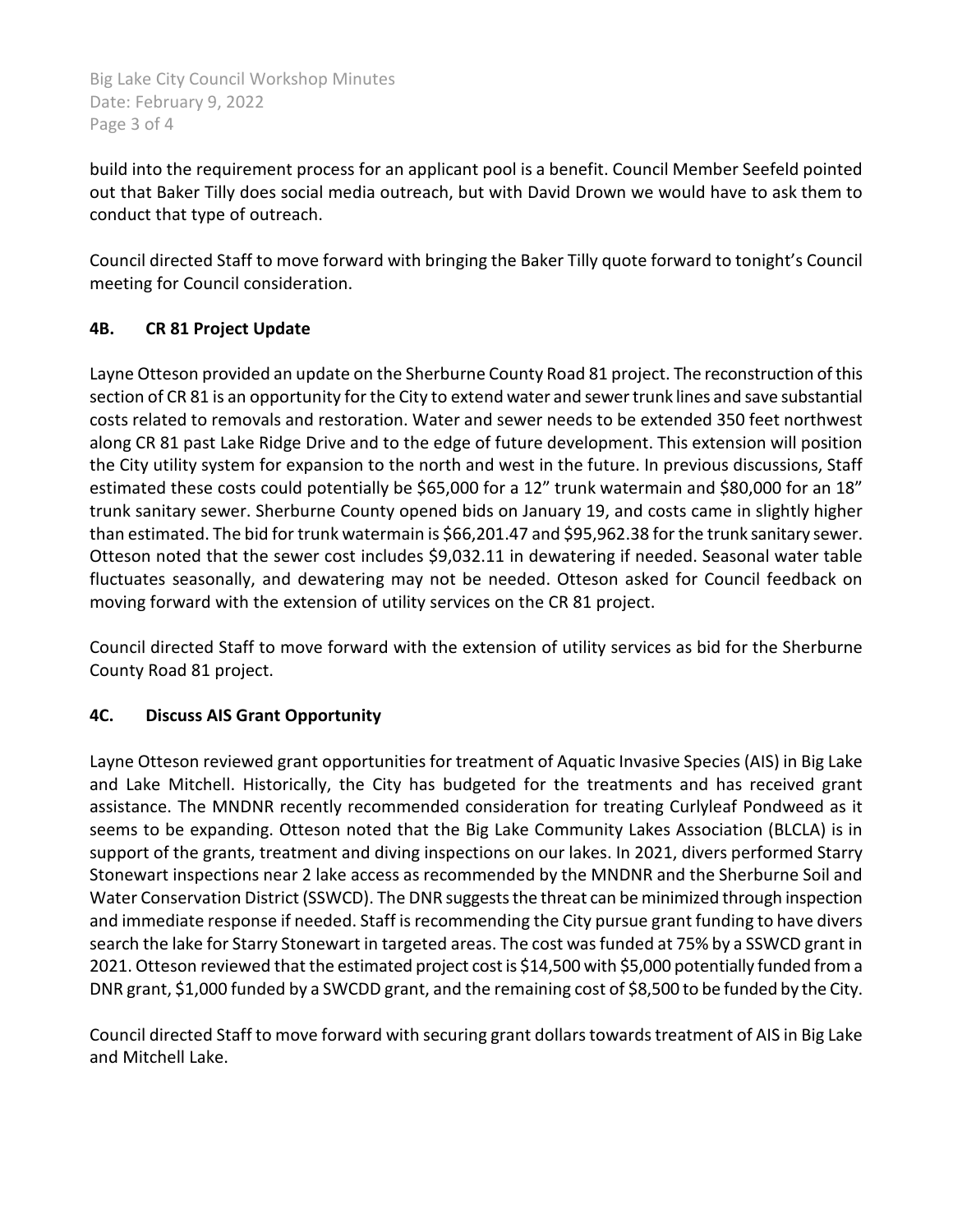build into the requirement process for an applicant pool is a benefit. Council Member Seefeld pointed out that Baker Tilly does social media outreach, but with David Drown we would have to ask them to conduct that type of outreach.

Council directed Staff to move forward with bringing the Baker Tilly quote forward to tonight's Council meeting for Council consideration.

### 4B. CR 81 Project Update

Layne Otteson provided an update on the Sherburne County Road 81 project. The reconstruction of this section of CR 81 is an opportunity for the City to extend water and sewer trunk lines and save substantial costs related to removals and restoration. Water and sewer needs to be extended 350 feet northwest along CR 81 past Lake Ridge Drive and to the edge of future development. This extension will position the City utility system for expansion to the north and west in the future. In previous discussions, Staff estimated these costs could potentially be $65,000 for a 12" trunk watermain and $80,000 for an 18" trunk sanitary sewer. Sherburne County opened bids on January 19, and costs came in slightly higher than estimated. The bid for trunk watermain is $66,201.47 and $95,962.38 for the trunk sanitary sewer. Otteson noted that the sewer cost includes $9,032.11 in dewatering if needed. Seasonal water table fluctuates seasonally, and dewatering may not be needed. Otteson asked for Council feedback on moving forward with the extension of utility services on the CR 81 project.

Council directed Staff to move forward with the extension of utility services as bid for the Sherburne County Road 81 project.

### 4C. Discuss AIS Grant Opportunity

Layne Otteson reviewed grant opportunities for treatment of Aquatic Invasive Species (AIS) in Big Lake and Lake Mitchell. Historically, the City has budgeted for the treatments and has received grant assistance. The MNDNR recently recommended consideration for treating Curlyleaf Pondweed as it seems to be expanding. Otteson noted that the Big Lake Community Lakes Association (BLCLA) is in support of the grants, treatment and diving inspections on our lakes. In 2021, divers performed Starry Stonewart inspections near 2 lake access as recommended by the MNDNR and the Sherburne Soil and Water Conservation District (SSWCD). The DNR suggests the threat can be minimized through inspection and immediate response if needed. Staff is recommending the City pursue grant funding to have divers search the lake for Starry Stonewart in targeted areas. The cost was funded at 75% by a SSWCD grant in 2021. Otteson reviewed that the estimated project cost is $14,500 with $5,000 potentially funded from a DNR grant, $1,000 funded by a SWCDD grant, and the remaining cost of $8,500 to be funded by the City.

Council directed Staff to move forward with securing grant dollars towards treatment of AIS in Big Lake and Mitchell Lake.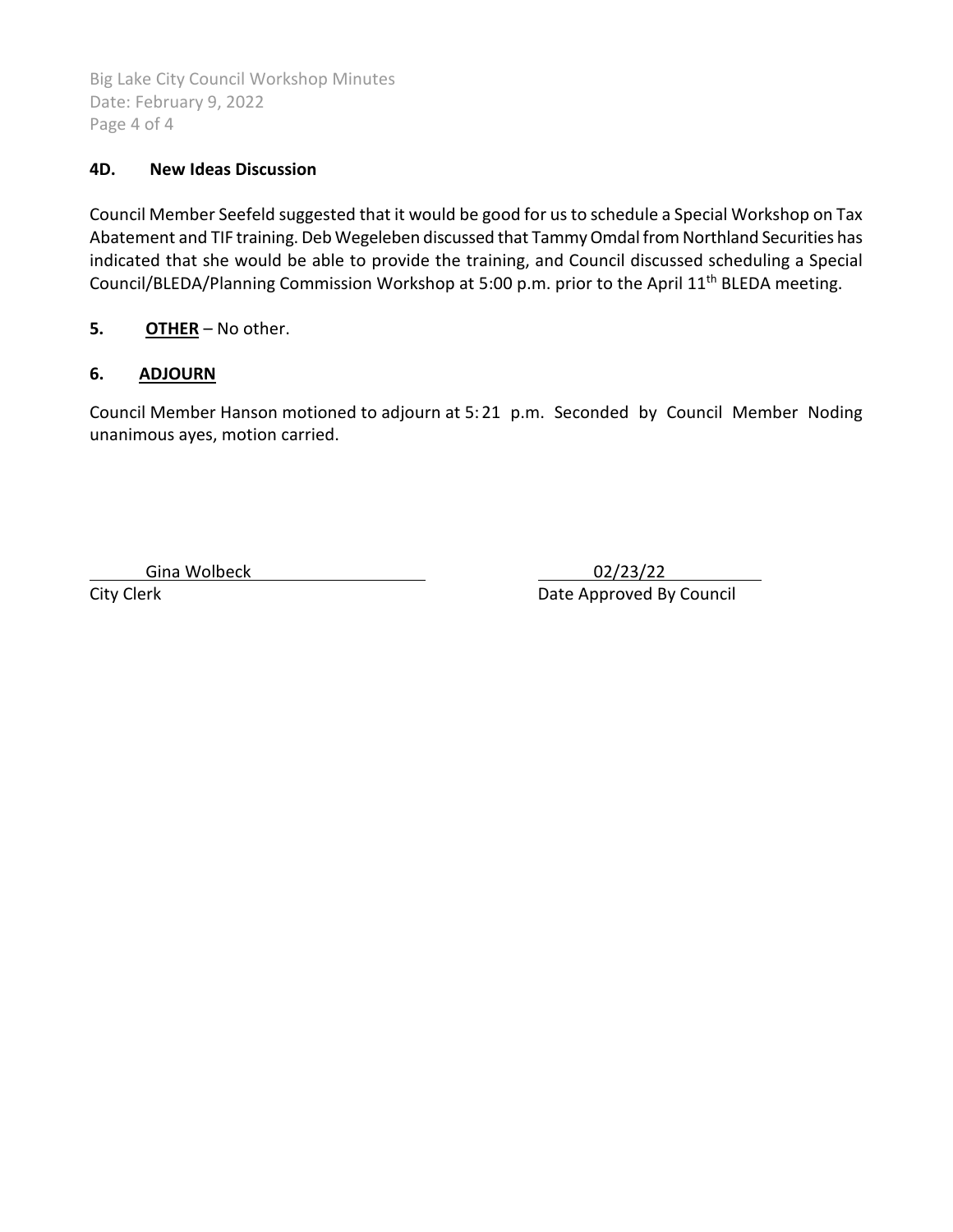### 4D. New Ideas Discussion

Council Member Seefeld suggested that it would be good for us to schedule a Special Workshop on Tax Abatement and TIF training. Deb Wegeleben discussed that Tammy Omdal from Northland Securities has indicated that she would be able to provide the training, and Council discussed scheduling a Special Council/BLEDA/Planning Commission Workshop at 5:00 p.m. prior to the April 11th BLEDA meeting.

**5. OTHER** – No other.

**6. ADJOURN**

Council Member Hanson motioned to adjourn at 5:21 p.m. Seconded by Council Member Noding unanimous ayes, motion carried.

Gina Wolbeck
City Clerk

02/23/22
Date Approved By Council